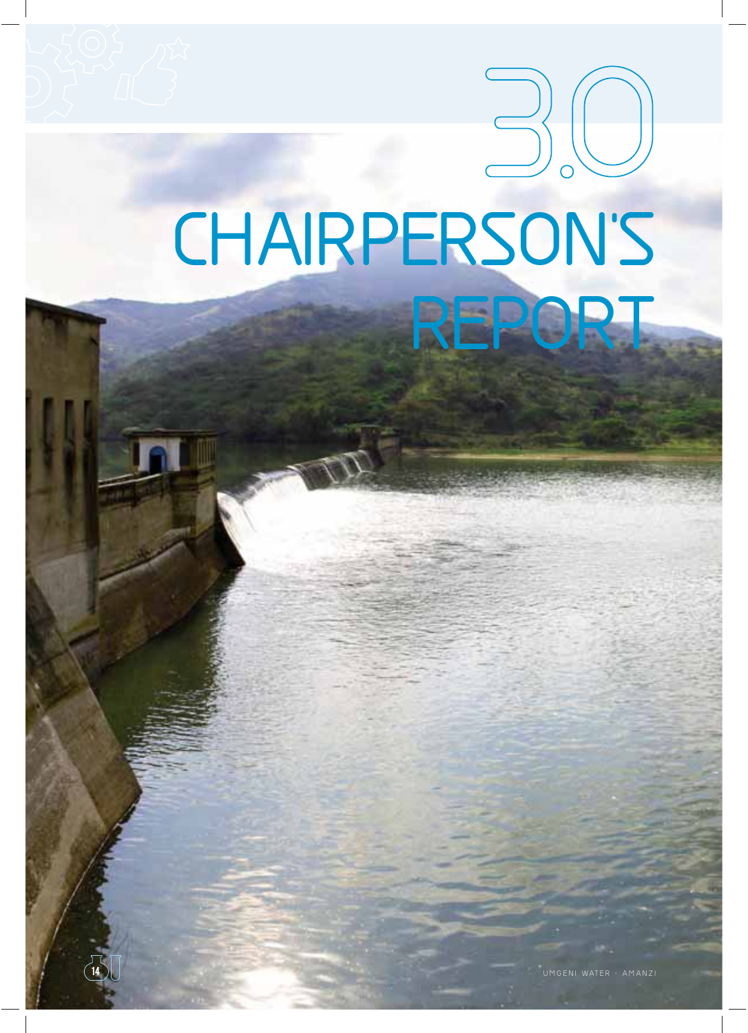# 3.0 CHAIRPERSON'S REPORT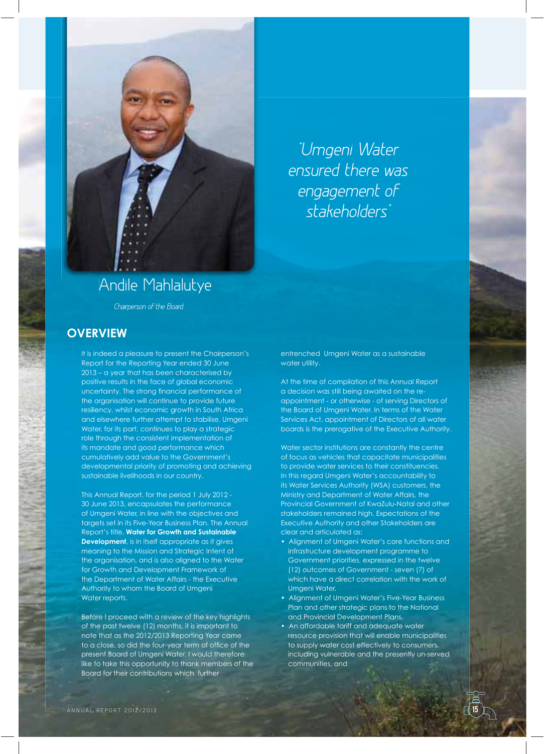"Umgeni Water ensured there was engagement of stakeholders"

Andile Mahlalutye

*Chairperson of the Board*

## OVERVIEW

It is indeed a pleasure to present the Chairperson's Report for the Reporting Year ended 30 June 2013 – a year that has been characterised by positive results in the face of global economic uncertainty. The strong financial performance of the organisation will continue to provide future resiliency, whilst economic growth in South Africa and elsewhere further attempt to stabilise. Umgeni Water, for its part, continues to play a strategic role through the consistent implementation of its mandate and good performance which cumulatively add value to the Government's developmental priority of promoting and achieving sustainable livelihoods in our country.

This Annual Report, for the period 1 July 2012 - 30 June 2013, encapsulates the performance of Umgeni Water, in line with the objectives and targets set in its Five-Year Business Plan. The Annual Report's title, **Water for Growth and Sustainable Development**, is in itself appropriate as it gives meaning to the Mission and Strategic Intent of the organisation, and is also aligned to the Water for Growth and Development Framework of the Department of Water Affairs - the Executive Authority to whom the Board of Umgeni Water reports.

Before I proceed with a review of the key highlights of the past twelve (12) months, it is important to note that as the 2012/2013 Reporting Year came to a close, so did the four-year term of office of the present Board of Umgeni Water. I would therefore like to take this opportunity to thank members of the Board for their contributions which further entrenched Umgeni Water as a sustainable water utility.

At the time of compilation of this Annual Report a decision was still being awaited on the re-appointment - or otherwise - of serving Directors of the Board of Umgeni Water. In terms of the Water Services Act, appointment of Directors of all water boards is the prerogative of the Executive Authority.

Water sector institutions are constantly the centre of focus as vehicles that capacitate municipalities to provide water services to their constituencies. In this regard Umgeni Water's accountability to its Water Services Authority (WSA) customers, the Ministry and Department of Water Affairs, the Provincial Government of KwaZulu-Natal and other stakeholders remained high. Expectations of the Executive Authority and other Stakeholders are clear and articulated as:

- Alignment of Umgeni Water's core functions and infrastructure development programme to Government priorities, expressed in the twelve (12) outcomes of Government - seven (7) of which have a direct correlation with the work of Umgeni Water,
- Alignment of Umgeni Water's Five-Year Business Plan and other strategic plans to the National and Provincial Development Plans,
- An affordable tariff and adequate water resource provision that will enable municipalities to supply water cost effectively to consumers, including vulnerable and the presently un-served communities, and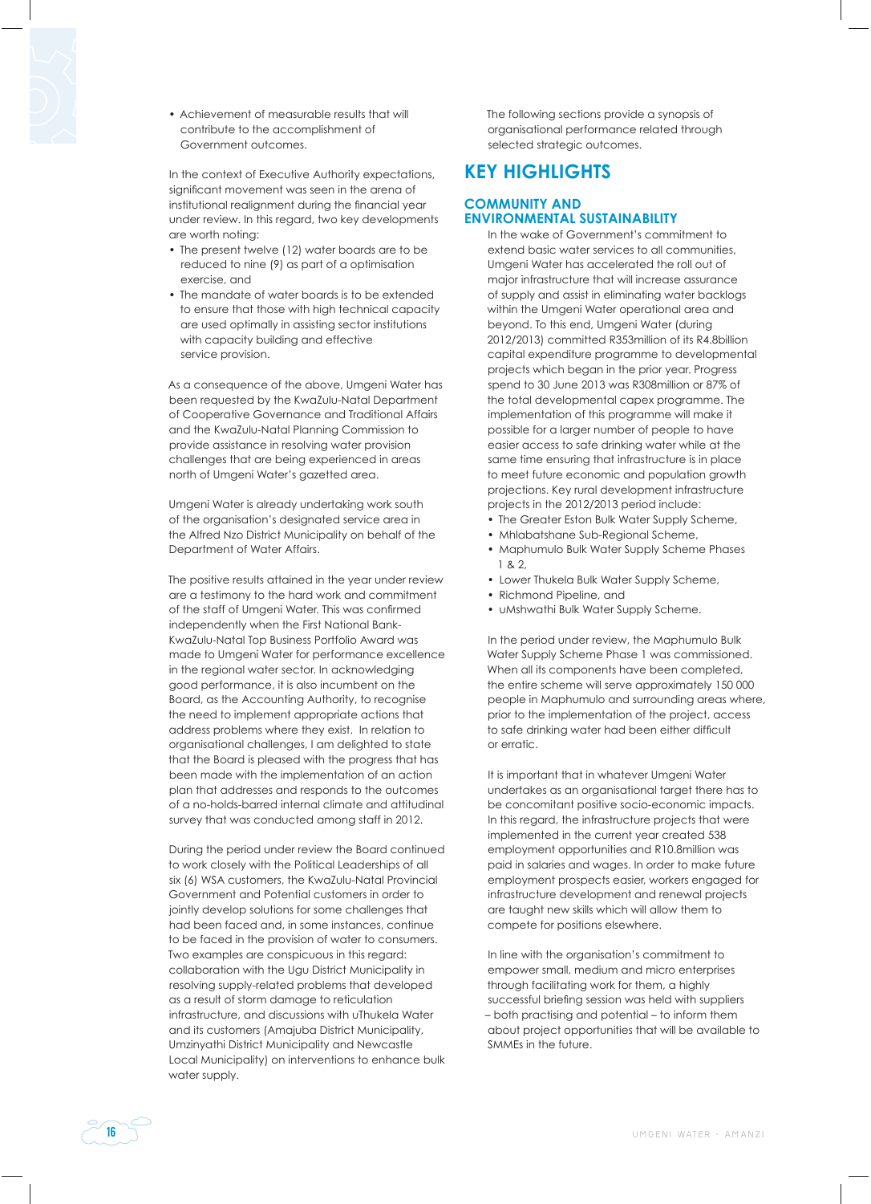- Achievement of measurable results that will contribute to the accomplishment of Government outcomes.

In the context of Executive Authority expectations, significant movement was seen in the arena of institutional realignment during the financial year under review. In this regard, two key developments are worth noting:

- The present twelve (12) water boards are to be reduced to nine (9) as part of a optimisation exercise, and
- The mandate of water boards is to be extended to ensure that those with high technical capacity are used optimally in assisting sector institutions with capacity building and effective service provision.

As a consequence of the above, Umgeni Water has been requested by the KwaZulu-Natal Department of Cooperative Governance and Traditional Affairs and the KwaZulu-Natal Planning Commission to provide assistance in resolving water provision challenges that are being experienced in areas north of Umgeni Water's gazetted area.

Umgeni Water is already undertaking work south of the organisation's designated service area in the Alfred Nzo District Municipality on behalf of the Department of Water Affairs.

The positive results attained in the year under review are a testimony to the hard work and commitment of the staff of Umgeni Water. This was confirmed independently when the First National Bank-KwaZulu-Natal Top Business Portfolio Award was made to Umgeni Water for performance excellence in the regional water sector. In acknowledging good performance, it is also incumbent on the Board, as the Accounting Authority, to recognise the need to implement appropriate actions that address problems where they exist. In relation to organisational challenges, I am delighted to state that the Board is pleased with the progress that has been made with the implementation of an action plan that addresses and responds to the outcomes of a no-holds-barred internal climate and attitudinal survey that was conducted among staff in 2012.

During the period under review the Board continued to work closely with the Political Leaderships of all six (6) WSA customers, the KwaZulu-Natal Provincial Government and Potential customers in order to jointly develop solutions for some challenges that had been faced and, in some instances, continue to be faced in the provision of water to consumers. Two examples are conspicuous in this regard: collaboration with the Ugu District Municipality in resolving supply-related problems that developed as a result of storm damage to reticulation infrastructure, and discussions with uThukela Water and its customers (Amajuba District Municipality, Umzinyathi District Municipality and Newcastle Local Municipality) on interventions to enhance bulk water supply.

The following sections provide a synopsis of organisational performance related through selected strategic outcomes.

## KEY HIGHLIGHTS

### COMMUNITY AND ENVIRONMENTAL SUSTAINABILITY

In the wake of Government's commitment to extend basic water services to all communities, Umgeni Water has accelerated the roll out of major infrastructure that will increase assurance of supply and assist in eliminating water backlogs within the Umgeni Water operational area and beyond. To this end, Umgeni Water (during 2012/2013) committed R353million of its R4.8billion capital expenditure programme to developmental projects which began in the prior year. Progress spend to 30 June 2013 was R308million or 87% of the total developmental capex programme. The implementation of this programme will make it possible for a larger number of people to have easier access to safe drinking water while at the same time ensuring that infrastructure is in place to meet future economic and population growth projections. Key rural development infrastructure projects in the 2012/2013 period include:

- The Greater Eston Bulk Water Supply Scheme,
- Mhlabatshane Sub-Regional Scheme,
- Maphumulo Bulk Water Supply Scheme Phases 1 & 2,
- Lower Thukela Bulk Water Supply Scheme,
- Richmond Pipeline, and
- uMshwathi Bulk Water Supply Scheme.

In the period under review, the Maphumulo Bulk Water Supply Scheme Phase 1 was commissioned. When all its components have been completed, the entire scheme will serve approximately 150 000 people in Maphumulo and surrounding areas where, prior to the implementation of the project, access to safe drinking water had been either difficult or erratic.

It is important that in whatever Umgeni Water undertakes as an organisational target there has to be concomitant positive socio-economic impacts. In this regard, the infrastructure projects that were implemented in the current year created 538 employment opportunities and R10.8million was paid in salaries and wages. In order to make future employment prospects easier, workers engaged for infrastructure development and renewal projects are taught new skills which will allow them to compete for positions elsewhere.

In line with the organisation's commitment to empower small, medium and micro enterprises through facilitating work for them, a highly successful briefing session was held with suppliers – both practising and potential – to inform them about project opportunities that will be available to SMMEs in the future.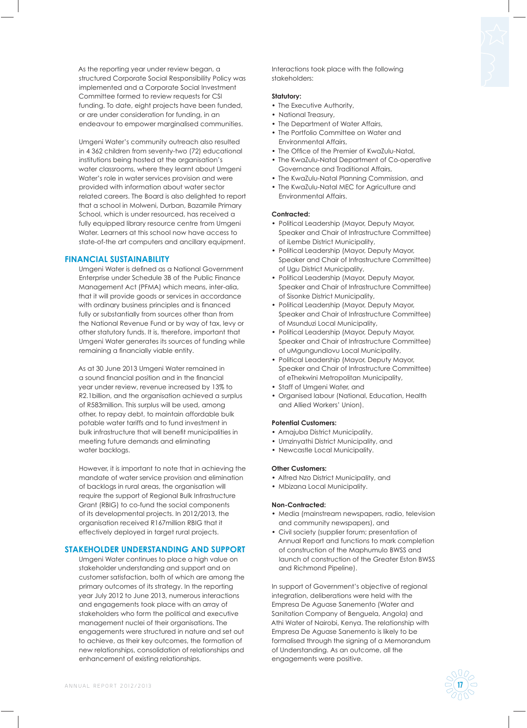As the reporting year under review began, a structured Corporate Social Responsibility Policy was implemented and a Corporate Social Investment Committee formed to review requests for CSI funding. To date, eight projects have been funded, or are under consideration for funding, in an endeavour to empower marginalised communities.

Umgeni Water's community outreach also resulted in 4 362 children from seventy-two (72) educational institutions being hosted at the organisation's water classrooms, where they learnt about Umgeni Water's role in water services provision and were provided with information about water sector related careers. The Board is also delighted to report that a school in Molweni, Durban, Bazamile Primary School, which is under resourced, has received a fully equipped library resource centre from Umgeni Water. Learners at this school now have access to state-of-the art computers and ancillary equipment.

## FINANCIAL SUSTAINABILITY

Umgeni Water is defined as a National Government Enterprise under Schedule 3B of the Public Finance Management Act (PFMA) which means, inter-alia, that it will provide goods or services in accordance with ordinary business principles and is financed fully or substantially from sources other than from the National Revenue Fund or by way of tax, levy or other statutory funds. It is, therefore, important that Umgeni Water generates its sources of funding while remaining a financially viable entity.

As at 30 June 2013 Umgeni Water remained in a sound financial position and in the financial year under review, revenue increased by 13% to R2.1billion, and the organisation achieved a surplus of R583million. This surplus will be used, among other, to repay debt, to maintain affordable bulk potable water tariffs and to fund investment in bulk infrastructure that will benefit municipalities in meeting future demands and eliminating water backlogs.

However, it is important to note that in achieving the mandate of water service provision and elimination of backlogs in rural areas, the organisation will require the support of Regional Bulk Infrastructure Grant (RBIG) to co-fund the social components of its developmental projects. In 2012/2013, the organisation received R167million RBIG that it effectively deployed in target rural projects.

## STAKEHOLDER UNDERSTANDING AND SUPPORT

Umgeni Water continues to place a high value on stakeholder understanding and support and on customer satisfaction, both of which are among the primary outcomes of its strategy. In the reporting year July 2012 to June 2013, numerous interactions and engagements took place with an array of stakeholders who form the political and executive management nuclei of their organisations. The engagements were structured in nature and set out to achieve, as their key outcomes, the formation of new relationships, consolidation of relationships and enhancement of existing relationships.

Interactions took place with the following stakeholders:

**Statutory:**

- The Executive Authority,
- National Treasury,
- The Department of Water Affairs,
- The Portfolio Committee on Water and Environmental Affairs,
- The Office of the Premier of KwaZulu-Natal,
- The KwaZulu-Natal Department of Co-operative Governance and Traditional Affairs,
- The KwaZulu-Natal Planning Commission, and
- The KwaZulu-Natal MEC for Agriculture and Environmental Affairs.

**Contracted:**

- Political Leadership (Mayor, Deputy Mayor, Speaker and Chair of Infrastructure Committee) of iLembe District Municipality,
- Political Leadership (Mayor, Deputy Mayor, Speaker and Chair of Infrastructure Committee) of Ugu District Municipality,
- Political Leadership (Mayor, Deputy Mayor, Speaker and Chair of Infrastructure Committee) of Sisonke District Municipality,
- Political Leadership (Mayor, Deputy Mayor, Speaker and Chair of Infrastructure Committee) of Msunduzi Local Municipality,
- Political Leadership (Mayor, Deputy Mayor, Speaker and Chair of Infrastructure Committee) of uMgungundlovu Local Municipality,
- Political Leadership (Mayor, Deputy Mayor, Speaker and Chair of Infrastructure Committee) of eThekwini Metropolitan Municipality,
- Staff of Umgeni Water, and
- Organised labour (National, Education, Health and Allied Workers' Union).

**Potential Customers:**

- Amajuba District Municipality,
- Umzinyathi District Municipality, and
- Newcastle Local Municipality.

**Other Customers:**

- Alfred Nzo District Municipality, and
- Mbizana Local Municipality.

**Non-Contracted:**

- Media (mainstream newspapers, radio, television and community newspapers), and
- Civil society (supplier forum; presentation of Annual Report and functions to mark completion of construction of the Maphumulo BWSS and launch of construction of the Greater Eston BWSS and Richmond Pipeline).

In support of Government's objective of regional integration, deliberations were held with the Empresa De Aguase Sanemento (Water and Sanitation Company of Benguela, Angola) and Athi Water of Nairobi, Kenya. The relationship with Empresa De Aguase Sanemento is likely to be formalised through the signing of a Memorandum of Understanding. As an outcome, all the engagements were positive.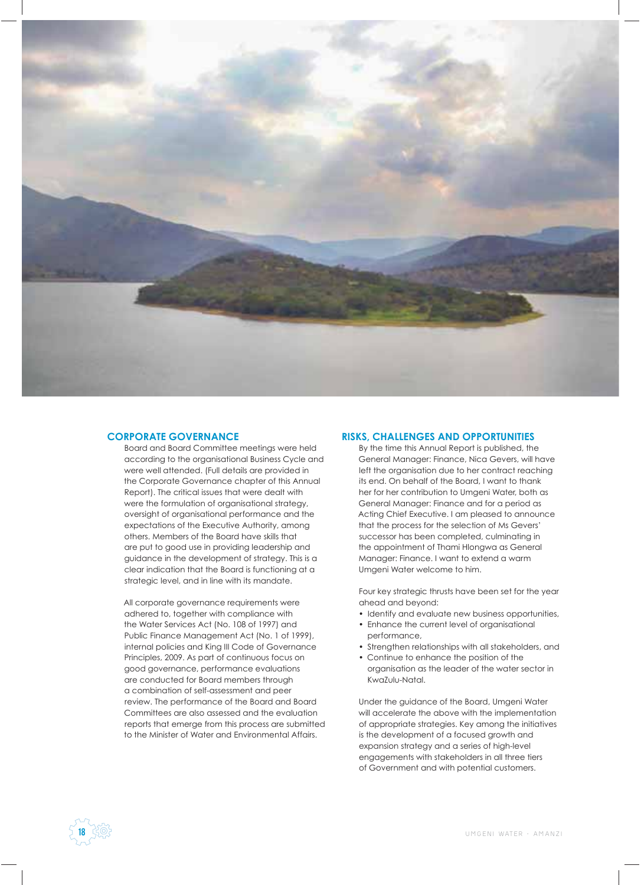## CORPORATE GOVERNANCE

Board and Board Committee meetings were held according to the organisational Business Cycle and were well attended. (Full details are provided in the Corporate Governance chapter of this Annual Report). The critical issues that were dealt with were the formulation of organisational strategy, oversight of organisational performance and the expectations of the Executive Authority, among others. Members of the Board have skills that are put to good use in providing leadership and guidance in the development of strategy. This is a clear indication that the Board is functioning at a strategic level, and in line with its mandate.

All corporate governance requirements were adhered to, together with compliance with the Water Services Act (No. 108 of 1997) and Public Finance Management Act (No. 1 of 1999), internal policies and King III Code of Governance Principles, 2009. As part of continuous focus on good governance, performance evaluations are conducted for Board members through a combination of self-assessment and peer review. The performance of the Board and Board Committees are also assessed and the evaluation reports that emerge from this process are submitted to the Minister of Water and Environmental Affairs.

## RISKS, CHALLENGES AND OPPORTUNITIES

By the time this Annual Report is published, the General Manager: Finance, Nica Gevers, will have left the organisation due to her contract reaching its end. On behalf of the Board, I want to thank her for her contribution to Umgeni Water, both as General Manager: Finance and for a period as Acting Chief Executive. I am pleased to announce that the process for the selection of Ms Gevers' successor has been completed, culminating in the appointment of Thami Hlongwa as General Manager: Finance. I want to extend a warm Umgeni Water welcome to him.

Four key strategic thrusts have been set for the year ahead and beyond:

- Identify and evaluate new business opportunities,
- Enhance the current level of organisational performance,
- Strengthen relationships with all stakeholders, and
- Continue to enhance the position of the organisation as the leader of the water sector in KwaZulu-Natal.

Under the guidance of the Board, Umgeni Water will accelerate the above with the implementation of appropriate strategies. Key among the initiatives is the development of a focused growth and expansion strategy and a series of high-level engagements with stakeholders in all three tiers of Government and with potential customers.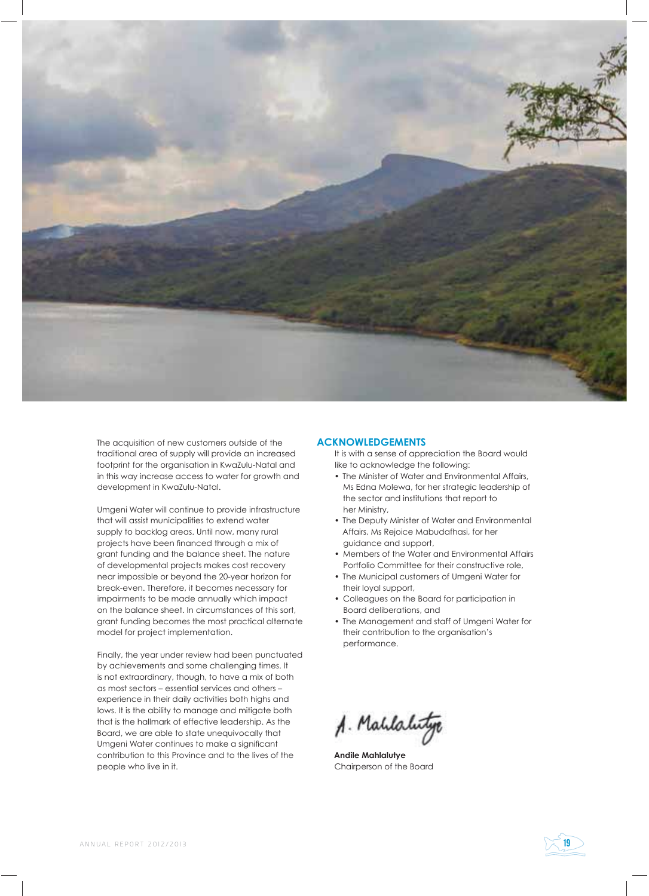The acquisition of new customers outside of the traditional area of supply will provide an increased footprint for the organisation in KwaZulu-Natal and in this way increase access to water for growth and development in KwaZulu-Natal.

Umgeni Water will continue to provide infrastructure that will assist municipalities to extend water supply to backlog areas. Until now, many rural projects have been financed through a mix of grant funding and the balance sheet. The nature of developmental projects makes cost recovery near impossible or beyond the 20-year horizon for break-even. Therefore, it becomes necessary for impairments to be made annually which impact on the balance sheet. In circumstances of this sort, grant funding becomes the most practical alternate model for project implementation.

Finally, the year under review had been punctuated by achievements and some challenging times. It is not extraordinary, though, to have a mix of both as most sectors – essential services and others – experience in their daily activities both highs and lows. It is the ability to manage and mitigate both that is the hallmark of effective leadership. As the Board, we are able to state unequivocally that Umgeni Water continues to make a significant contribution to this Province and to the lives of the people who live in it.

## ACKNOWLEDGEMENTS

It is with a sense of appreciation the Board would like to acknowledge the following:

- The Minister of Water and Environmental Affairs, Ms Edna Molewa, for her strategic leadership of the sector and institutions that report to her Ministry,
- The Deputy Minister of Water and Environmental Affairs, Ms Rejoice Mabudafhasi, for her guidance and support,
- Members of the Water and Environmental Affairs Portfolio Committee for their constructive role,
- The Municipal customers of Umgeni Water for their loyal support,
- Colleagues on the Board for participation in Board deliberations, and
- The Management and staff of Umgeni Water for their contribution to the organisation's performance.

A. Mahlalutye

**Andile Mahlalutye**
Chairperson of the Board